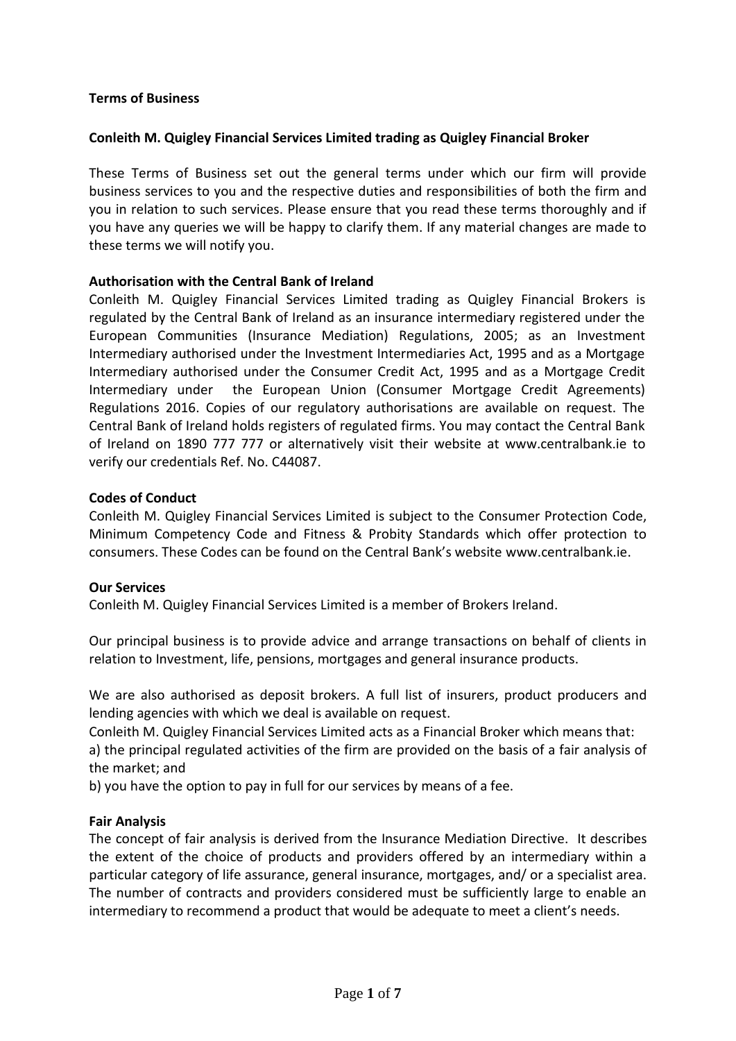**Terms of Business**

**Conleith M. Quigley Financial Services Limited trading as Quigley Financial Broker**

These Terms of Business set out the general terms under which our firm will provide business services to you and the respective duties and responsibilities of both the firm and you in relation to such services. Please ensure that you read these terms thoroughly and if you have any queries we will be happy to clarify them. If any material changes are made to these terms we will notify you.

**Authorisation with the Central Bank of Ireland**

Conleith M. Quigley Financial Services Limited trading as Quigley Financial Brokers is regulated by the Central Bank of Ireland as an insurance intermediary registered under the European Communities (Insurance Mediation) Regulations, 2005; as an Investment Intermediary authorised under the Investment Intermediaries Act, 1995 and as a Mortgage Intermediary authorised under the Consumer Credit Act, 1995 and as a Mortgage Credit Intermediary under the European Union (Consumer Mortgage Credit Agreements) Regulations 2016. Copies of our regulatory authorisations are available on request. The Central Bank of Ireland holds registers of regulated firms. You may contact the Central Bank of Ireland on 1890 777 777 or alternatively visit their website at www.centralbank.ie to verify our credentials Ref. No. C44087.

**Codes of Conduct**

Conleith M. Quigley Financial Services Limited is subject to the Consumer Protection Code, Minimum Competency Code and Fitness & Probity Standards which offer protection to consumers. These Codes can be found on the Central Bank's website www.centralbank.ie.

**Our Services**

Conleith M. Quigley Financial Services Limited is a member of Brokers Ireland.

Our principal business is to provide advice and arrange transactions on behalf of clients in relation to Investment, life, pensions, mortgages and general insurance products.

We are also authorised as deposit brokers. A full list of insurers, product producers and lending agencies with which we deal is available on request.

Conleith M. Quigley Financial Services Limited acts as a Financial Broker which means that:

a) the principal regulated activities of the firm are provided on the basis of a fair analysis of the market; and

b) you have the option to pay in full for our services by means of a fee.

**Fair Analysis**

The concept of fair analysis is derived from the Insurance Mediation Directive. It describes the extent of the choice of products and providers offered by an intermediary within a particular category of life assurance, general insurance, mortgages, and/ or a specialist area. The number of contracts and providers considered must be sufficiently large to enable an intermediary to recommend a product that would be adequate to meet a client's needs.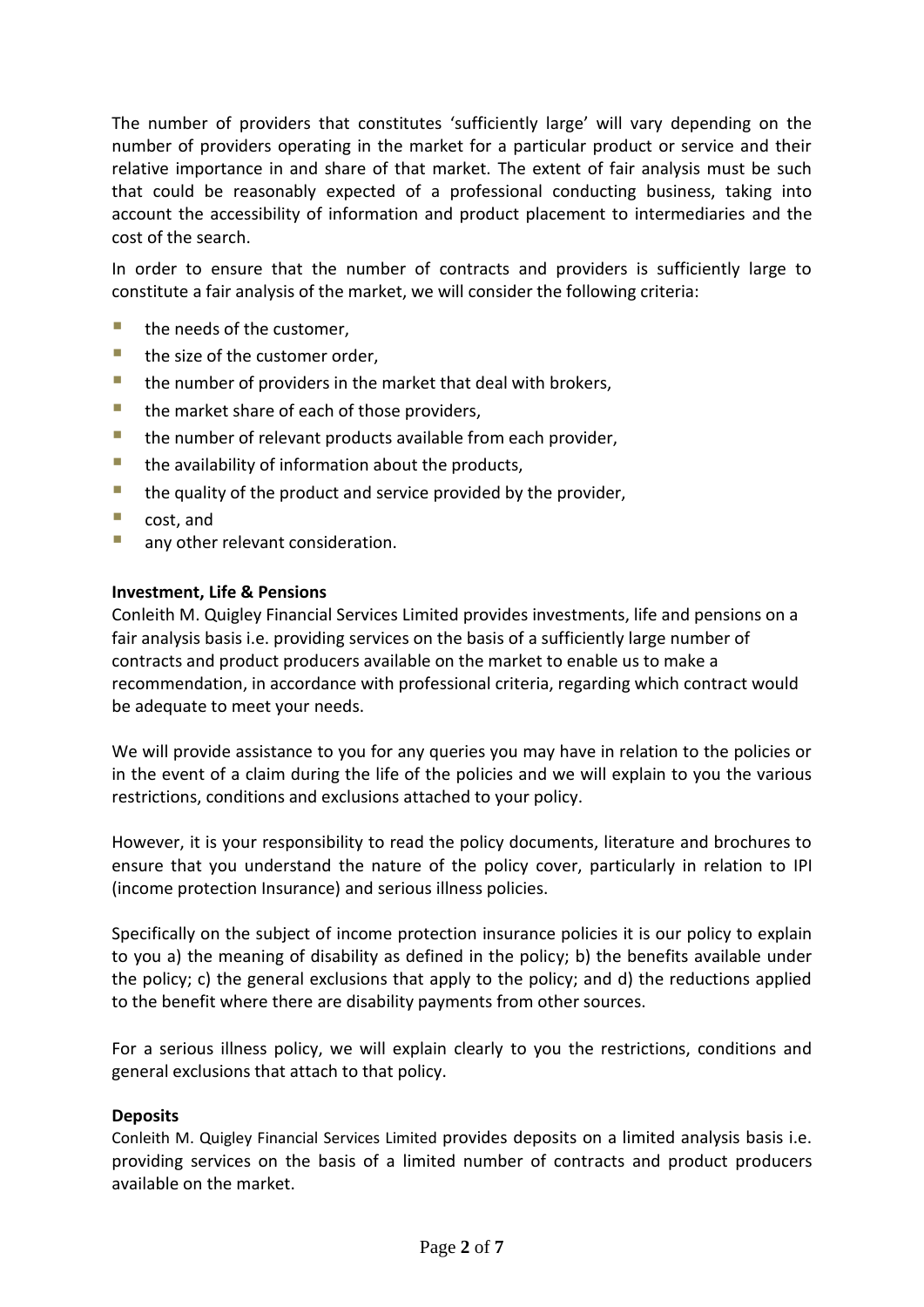The number of providers that constitutes 'sufficiently large' will vary depending on the number of providers operating in the market for a particular product or service and their relative importance in and share of that market. The extent of fair analysis must be such that could be reasonably expected of a professional conducting business, taking into account the accessibility of information and product placement to intermediaries and the cost of the search.

In order to ensure that the number of contracts and providers is sufficiently large to constitute a fair analysis of the market, we will consider the following criteria:

- the needs of the customer,
- the size of the customer order,
- the number of providers in the market that deal with brokers,
- the market share of each of those providers,
- the number of relevant products available from each provider,
- the availability of information about the products,
- the quality of the product and service provided by the provider,
- cost, and
- any other relevant consideration.

**Investment, Life & Pensions**
Conleith M. Quigley Financial Services Limited provides investments, life and pensions on a fair analysis basis i.e. providing services on the basis of a sufficiently large number of contracts and product producers available on the market to enable us to make a recommendation, in accordance with professional criteria, regarding which contract would be adequate to meet your needs.

We will provide assistance to you for any queries you may have in relation to the policies or in the event of a claim during the life of the policies and we will explain to you the various restrictions, conditions and exclusions attached to your policy.

However, it is your responsibility to read the policy documents, literature and brochures to ensure that you understand the nature of the policy cover, particularly in relation to IPI (income protection Insurance) and serious illness policies.

Specifically on the subject of income protection insurance policies it is our policy to explain to you a) the meaning of disability as defined in the policy; b) the benefits available under the policy; c) the general exclusions that apply to the policy; and d) the reductions applied to the benefit where there are disability payments from other sources.

For a serious illness policy, we will explain clearly to you the restrictions, conditions and general exclusions that attach to that policy.

**Deposits**
Conleith M. Quigley Financial Services Limited provides deposits on a limited analysis basis i.e. providing services on the basis of a limited number of contracts and product producers available on the market.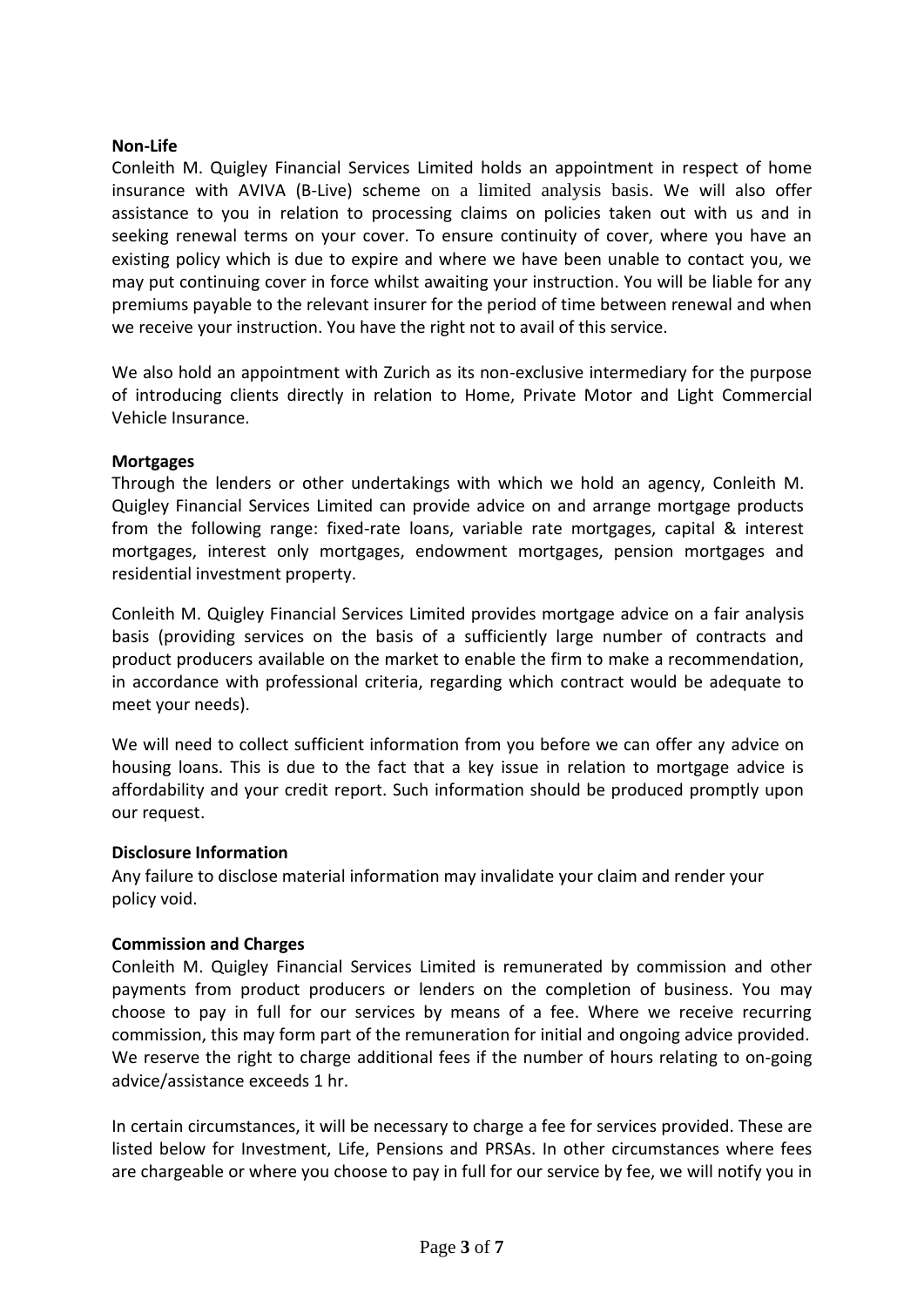**Non-Life**

Conleith M. Quigley Financial Services Limited holds an appointment in respect of home insurance with AVIVA (B-Live) scheme on a limited analysis basis. We will also offer assistance to you in relation to processing claims on policies taken out with us and in seeking renewal terms on your cover. To ensure continuity of cover, where you have an existing policy which is due to expire and where we have been unable to contact you, we may put continuing cover in force whilst awaiting your instruction. You will be liable for any premiums payable to the relevant insurer for the period of time between renewal and when we receive your instruction. You have the right not to avail of this service.

We also hold an appointment with Zurich as its non-exclusive intermediary for the purpose of introducing clients directly in relation to Home, Private Motor and Light Commercial Vehicle Insurance.

**Mortgages**

Through the lenders or other undertakings with which we hold an agency, Conleith M. Quigley Financial Services Limited can provide advice on and arrange mortgage products from the following range: fixed-rate loans, variable rate mortgages, capital & interest mortgages, interest only mortgages, endowment mortgages, pension mortgages and residential investment property.

Conleith M. Quigley Financial Services Limited provides mortgage advice on a fair analysis basis (providing services on the basis of a sufficiently large number of contracts and product producers available on the market to enable the firm to make a recommendation, in accordance with professional criteria, regarding which contract would be adequate to meet your needs).

We will need to collect sufficient information from you before we can offer any advice on housing loans. This is due to the fact that a key issue in relation to mortgage advice is affordability and your credit report. Such information should be produced promptly upon our request.

**Disclosure Information**

Any failure to disclose material information may invalidate your claim and render your policy void.

**Commission and Charges**

Conleith M. Quigley Financial Services Limited is remunerated by commission and other payments from product producers or lenders on the completion of business. You may choose to pay in full for our services by means of a fee. Where we receive recurring commission, this may form part of the remuneration for initial and ongoing advice provided. We reserve the right to charge additional fees if the number of hours relating to on-going advice/assistance exceeds 1 hr.

In certain circumstances, it will be necessary to charge a fee for services provided. These are listed below for Investment, Life, Pensions and PRSAs. In other circumstances where fees are chargeable or where you choose to pay in full for our service by fee, we will notify you in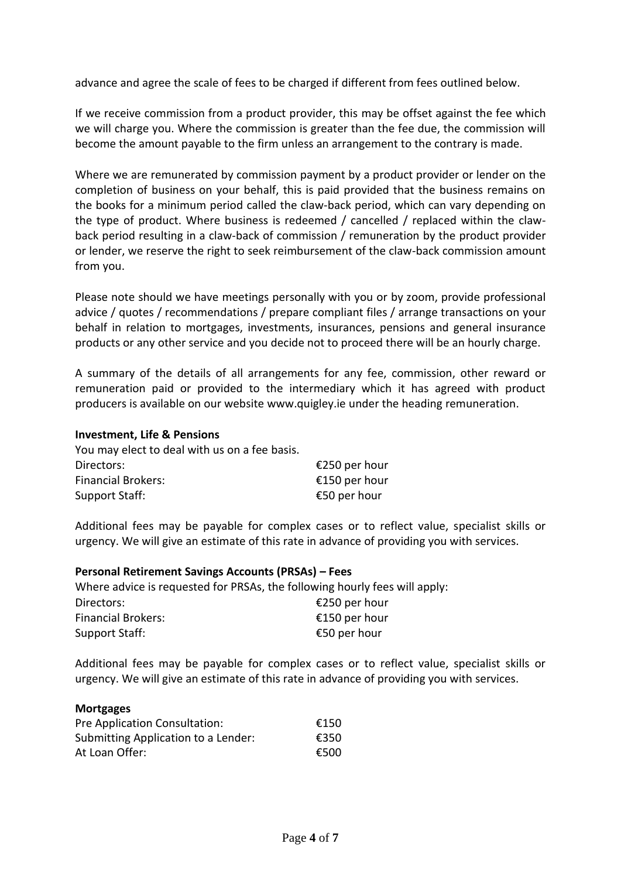advance and agree the scale of fees to be charged if different from fees outlined below.

If we receive commission from a product provider, this may be offset against the fee which we will charge you. Where the commission is greater than the fee due, the commission will become the amount payable to the firm unless an arrangement to the contrary is made.

Where we are remunerated by commission payment by a product provider or lender on the completion of business on your behalf, this is paid provided that the business remains on the books for a minimum period called the claw-back period, which can vary depending on the type of product. Where business is redeemed / cancelled / replaced within the claw-back period resulting in a claw-back of commission / remuneration by the product provider or lender, we reserve the right to seek reimbursement of the claw-back commission amount from you.

Please note should we have meetings personally with you or by zoom, provide professional advice / quotes / recommendations / prepare compliant files / arrange transactions on your behalf in relation to mortgages, investments, insurances, pensions and general insurance products or any other service and you decide not to proceed there will be an hourly charge.

A summary of the details of all arrangements for any fee, commission, other reward or remuneration paid or provided to the intermediary which it has agreed with product producers is available on our website www.quigley.ie under the heading remuneration.

**Investment, Life & Pensions**

You may elect to deal with us on a fee basis.

| | |
|---|---|
| Directors: | €250 per hour |
| Financial Brokers: | €150 per hour |
| Support Staff: | €50 per hour |

Additional fees may be payable for complex cases or to reflect value, specialist skills or urgency. We will give an estimate of this rate in advance of providing you with services.

**Personal Retirement Savings Accounts (PRSAs) – Fees**

Where advice is requested for PRSAs, the following hourly fees will apply:

| | |
|---|---|
| Directors: | €250 per hour |
| Financial Brokers: | €150 per hour |
| Support Staff: | €50 per hour |

Additional fees may be payable for complex cases or to reflect value, specialist skills or urgency. We will give an estimate of this rate in advance of providing you with services.

**Mortgages**

| | |
|---|---|
| Pre Application Consultation: | €150 |
| Submitting Application to a Lender: | €350 |
| At Loan Offer: | €500 |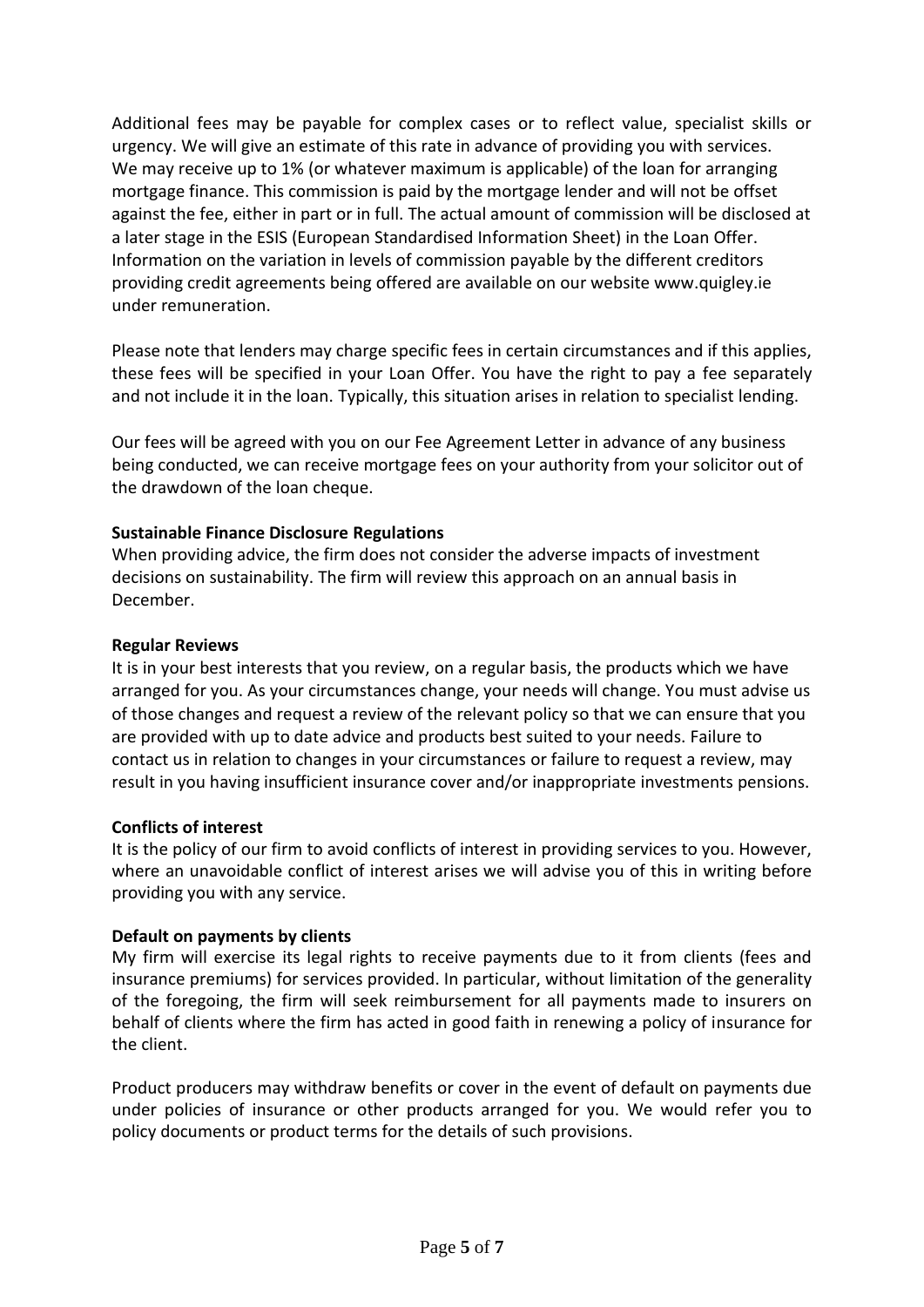Additional fees may be payable for complex cases or to reflect value, specialist skills or urgency. We will give an estimate of this rate in advance of providing you with services. We may receive up to 1% (or whatever maximum is applicable) of the loan for arranging mortgage finance. This commission is paid by the mortgage lender and will not be offset against the fee, either in part or in full. The actual amount of commission will be disclosed at a later stage in the ESIS (European Standardised Information Sheet) in the Loan Offer. Information on the variation in levels of commission payable by the different creditors providing credit agreements being offered are available on our website www.quigley.ie under remuneration.

Please note that lenders may charge specific fees in certain circumstances and if this applies, these fees will be specified in your Loan Offer. You have the right to pay a fee separately and not include it in the loan. Typically, this situation arises in relation to specialist lending.

Our fees will be agreed with you on our Fee Agreement Letter in advance of any business being conducted, we can receive mortgage fees on your authority from your solicitor out of the drawdown of the loan cheque.

**Sustainable Finance Disclosure Regulations**

When providing advice, the firm does not consider the adverse impacts of investment decisions on sustainability. The firm will review this approach on an annual basis in December.

**Regular Reviews**

It is in your best interests that you review, on a regular basis, the products which we have arranged for you. As your circumstances change, your needs will change. You must advise us of those changes and request a review of the relevant policy so that we can ensure that you are provided with up to date advice and products best suited to your needs. Failure to contact us in relation to changes in your circumstances or failure to request a review, may result in you having insufficient insurance cover and/or inappropriate investments pensions.

**Conflicts of interest**

It is the policy of our firm to avoid conflicts of interest in providing services to you. However, where an unavoidable conflict of interest arises we will advise you of this in writing before providing you with any service.

**Default on payments by clients**

My firm will exercise its legal rights to receive payments due to it from clients (fees and insurance premiums) for services provided. In particular, without limitation of the generality of the foregoing, the firm will seek reimbursement for all payments made to insurers on behalf of clients where the firm has acted in good faith in renewing a policy of insurance for the client.

Product producers may withdraw benefits or cover in the event of default on payments due under policies of insurance or other products arranged for you. We would refer you to policy documents or product terms for the details of such provisions.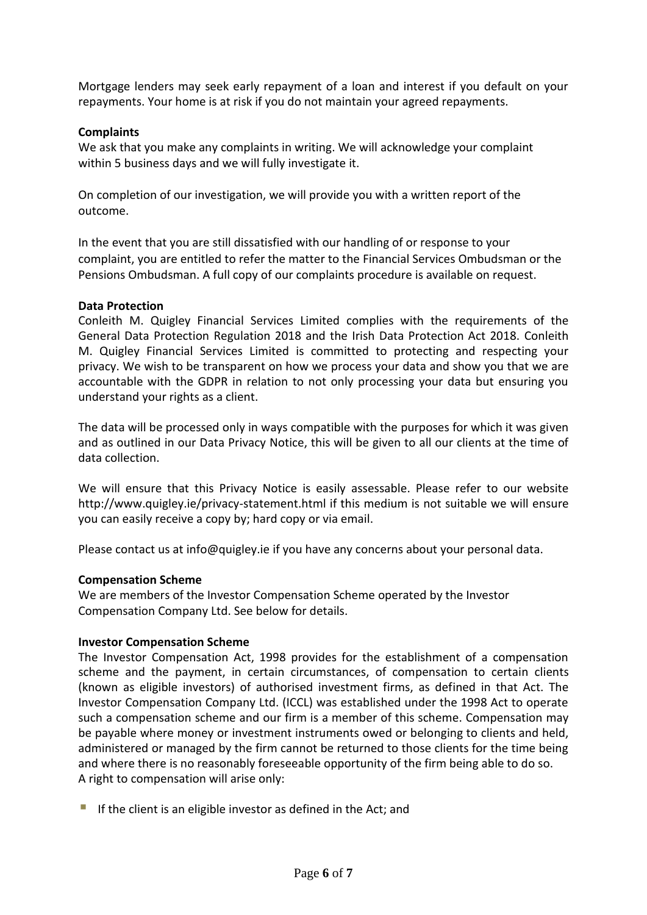Mortgage lenders may seek early repayment of a loan and interest if you default on your repayments. Your home is at risk if you do not maintain your agreed repayments.

**Complaints**

We ask that you make any complaints in writing. We will acknowledge your complaint within 5 business days and we will fully investigate it.

On completion of our investigation, we will provide you with a written report of the outcome.

In the event that you are still dissatisfied with our handling of or response to your complaint, you are entitled to refer the matter to the Financial Services Ombudsman or the Pensions Ombudsman. A full copy of our complaints procedure is available on request.

**Data Protection**

Conleith M. Quigley Financial Services Limited complies with the requirements of the General Data Protection Regulation 2018 and the Irish Data Protection Act 2018. Conleith M. Quigley Financial Services Limited is committed to protecting and respecting your privacy. We wish to be transparent on how we process your data and show you that we are accountable with the GDPR in relation to not only processing your data but ensuring you understand your rights as a client.

The data will be processed only in ways compatible with the purposes for which it was given and as outlined in our Data Privacy Notice, this will be given to all our clients at the time of data collection.

We will ensure that this Privacy Notice is easily assessable. Please refer to our website http://www.quigley.ie/privacy-statement.html if this medium is not suitable we will ensure you can easily receive a copy by; hard copy or via email.

Please contact us at info@quigley.ie if you have any concerns about your personal data.

**Compensation Scheme**

We are members of the Investor Compensation Scheme operated by the Investor Compensation Company Ltd. See below for details.

**Investor Compensation Scheme**

The Investor Compensation Act, 1998 provides for the establishment of a compensation scheme and the payment, in certain circumstances, of compensation to certain clients (known as eligible investors) of authorised investment firms, as defined in that Act. The Investor Compensation Company Ltd. (ICCL) was established under the 1998 Act to operate such a compensation scheme and our firm is a member of this scheme. Compensation may be payable where money or investment instruments owed or belonging to clients and held, administered or managed by the firm cannot be returned to those clients for the time being and where there is no reasonably foreseeable opportunity of the firm being able to do so.
A right to compensation will arise only:

- If the client is an eligible investor as defined in the Act; and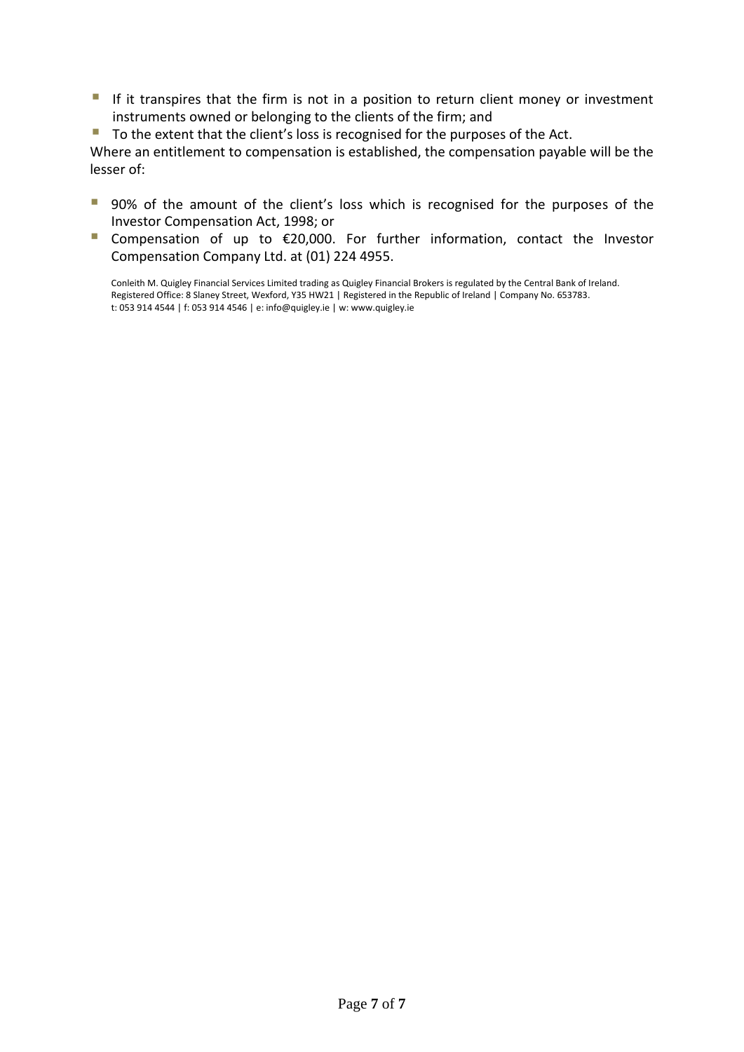- If it transpires that the firm is not in a position to return client money or investment instruments owned or belonging to the clients of the firm; and
- To the extent that the client's loss is recognised for the purposes of the Act.

Where an entitlement to compensation is established, the compensation payable will be the lesser of:

- 90% of the amount of the client's loss which is recognised for the purposes of the Investor Compensation Act, 1998; or
- Compensation of up to €20,000. For further information, contact the Investor Compensation Company Ltd. at (01) 224 4955.

Conleith M. Quigley Financial Services Limited trading as Quigley Financial Brokers is regulated by the Central Bank of Ireland.
Registered Office: 8 Slaney Street, Wexford, Y35 HW21 | Registered in the Republic of Ireland | Company No. 653783.
t: 053 914 4544 | f: 053 914 4546 | e: info@quigley.ie | w: www.quigley.ie